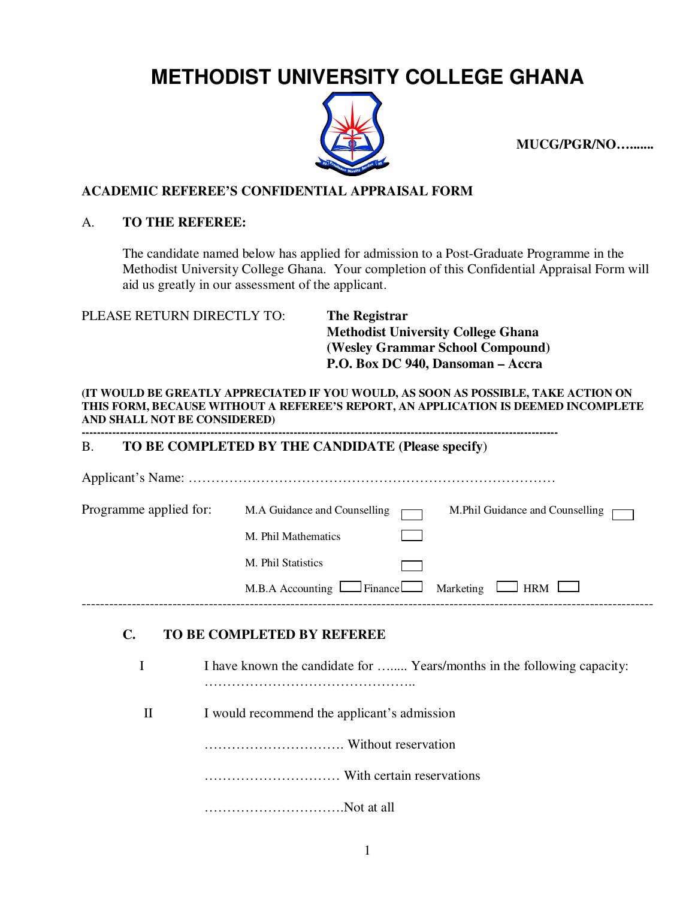# METHODIST UNIVERSITY COLLEGE GHANA

**MUCG/PGR/NO…......**

**ACADEMIC REFEREE'S CONFIDENTIAL APPRAISAL FORM**

A. **TO THE REFEREE:**

The candidate named below has applied for admission to a Post-Graduate Programme in the Methodist University College Ghana. Your completion of this Confidential Appraisal Form will aid us greatly in our assessment of the applicant.

PLEASE RETURN DIRECTLY TO: **The Registrar**
**Methodist University College Ghana**
**(Wesley Grammar School Compound)**
**P.O. Box DC 940, Dansoman – Accra**

**(IT WOULD BE GREATLY APPRECIATED IF YOU WOULD, AS SOON AS POSSIBLE, TAKE ACTION ON THIS FORM, BECAUSE WITHOUT A REFEREE'S REPORT, AN APPLICATION IS DEEMED INCOMPLETE AND SHALL NOT BE CONSIDERED)**

---

B. **TO BE COMPLETED BY THE CANDIDATE (Please specify)**

Applicant's Name: ………………………………………………………………………

Programme applied for:

- M.A Guidance and Counselling ☐ M.Phil Guidance and Counselling ☐
- M. Phil Mathematics ☐
- M. Phil Statistics ☐
- M.B.A Accounting ☐ Finance ☐ Marketing ☐ HRM ☐

---

**C. TO BE COMPLETED BY REFEREE**

I I have known the candidate for …..... Years/months in the following capacity: ………………………………………..

II I would recommend the applicant's admission

…………………………. Without reservation

………………………… With certain reservations

………………………….Not at all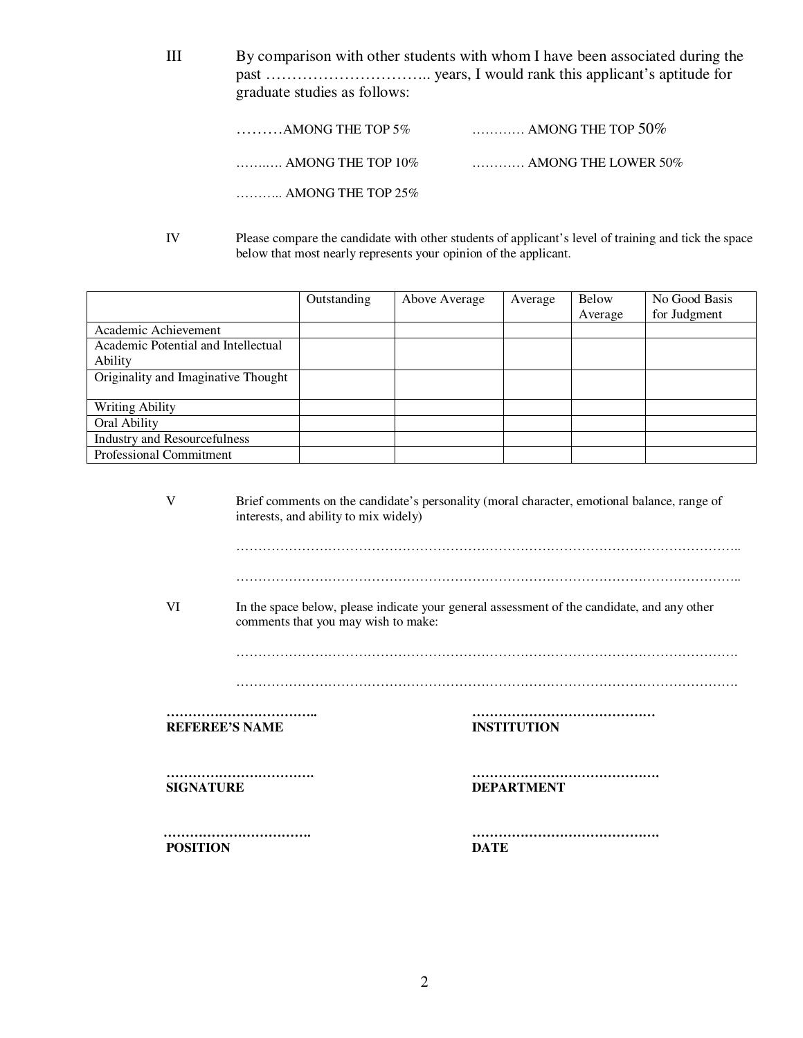III By comparison with other students with whom I have been associated during the past ………………………….. years, I would rank this applicant's aptitude for graduate studies as follows:

………AMONG THE TOP 5% ……..…. AMONG THE TOP 50%

……..…. AMONG THE TOP 10% ………… AMONG THE LOWER 50%

……….. AMONG THE TOP 25%

IV Please compare the candidate with other students of applicant's level of training and tick the space below that most nearly represents your opinion of the applicant.

| | Outstanding | Above Average | Average | Below Average | No Good Basis for Judgment |
|---|---|---|---|---|---|
| Academic Achievement | | | | | |
| Academic Potential and Intellectual Ability | | | | | |
| Originality and Imaginative Thought | | | | | |
| Writing Ability | | | | | |
| Oral Ability | | | | | |
| Industry and Resourcefulness | | | | | |
| Professional Commitment | | | | | |

V Brief comments on the candidate's personality (moral character, emotional balance, range of interests, and ability to mix widely)

……………………………………………………………………………………………………..

……………………………………………………………………………………………………..

VI In the space below, please indicate your general assessment of the candidate, and any other comments that you may wish to make:

…………………………………………………………………………………………………….

…………………………………………………………………………………………………….

**……………………………..**
**REFEREE'S NAME**

**……………………………………**
**INSTITUTION**

**…………………………….**
**SIGNATURE**

**…………………………………….**
**DEPARTMENT**

**…………………………….**
**POSITION**

**…………………………………….**
**DATE**